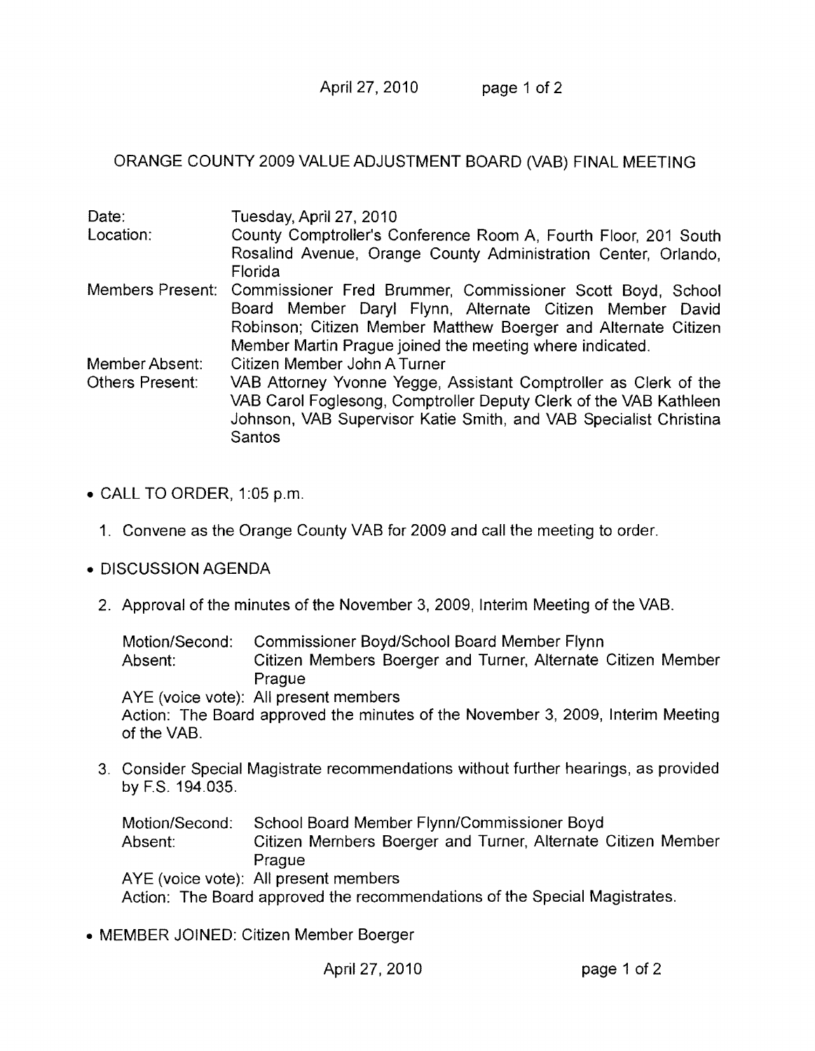# ORANGE COUNTY 2009 VALUE ADJUSTMENT BOARD (VAB) FINAL MEETING

| | |
|---|---|
| Date: | Tuesday, April 27, 2010 |
| Location: | County Comptroller's Conference Room A, Fourth Floor, 201 South Rosalind Avenue, Orange County Administration Center, Orlando, Florida |
| Members Present: | Commissioner Fred Brummer, Commissioner Scott Boyd, School Board Member Daryl Flynn, Alternate Citizen Member David Robinson; Citizen Member Matthew Boerger and Alternate Citizen Member Martin Prague joined the meeting where indicated. |
| Member Absent: | Citizen Member John A Turner |
| Others Present: | VAB Attorney Yvonne Yegge, Assistant Comptroller as Clerk of the VAB Carol Foglesong, Comptroller Deputy Clerk of the VAB Kathleen Johnson, VAB Supervisor Katie Smith, and VAB Specialist Christina Santos |

- CALL TO ORDER, 1:05 p.m.

  1. Convene as the Orange County VAB for 2009 and call the meeting to order.

- DISCUSSION AGENDA

  2. Approval of the minutes of the November 3, 2009, Interim Meeting of the VAB.

     Motion/Second: Commissioner Boyd/School Board Member Flynn
     Absent: Citizen Members Boerger and Turner, Alternate Citizen Member Prague
     AYE (voice vote): All present members
     Action: The Board approved the minutes of the November 3, 2009, Interim Meeting of the VAB.

  3. Consider Special Magistrate recommendations without further hearings, as provided by F.S. 194.035.

     Motion/Second: School Board Member Flynn/Commissioner Boyd
     Absent: Citizen Members Boerger and Turner, Alternate Citizen Member Prague
     AYE (voice vote): All present members
     Action: The Board approved the recommendations of the Special Magistrates.

- MEMBER JOINED: Citizen Member Boerger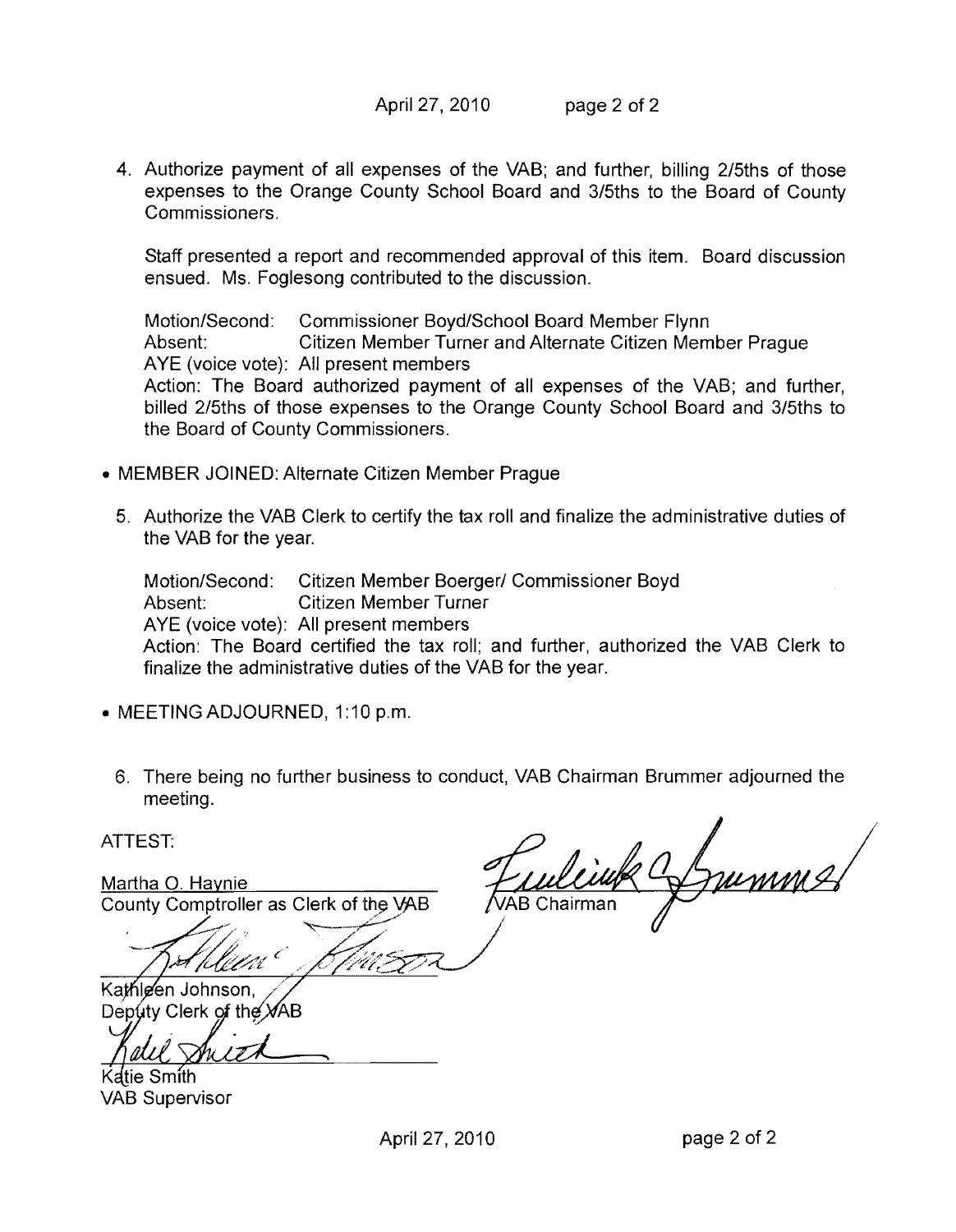4. Authorize payment of all expenses of the VAB; and further, billing 2/5ths of those expenses to the Orange County School Board and 3/5ths to the Board of County Commissioners.

   Staff presented a report and recommended approval of this item. Board discussion ensued. Ms. Foglesong contributed to the discussion.

   Motion/Second: Commissioner Boyd/School Board Member Flynn
   Absent: Citizen Member Turner and Alternate Citizen Member Prague
   AYE (voice vote): All present members
   Action: The Board authorized payment of all expenses of the VAB; and further, billed 2/5ths of those expenses to the Orange County School Board and 3/5ths to the Board of County Commissioners.

- MEMBER JOINED: Alternate Citizen Member Prague

5. Authorize the VAB Clerk to certify the tax roll and finalize the administrative duties of the VAB for the year.

   Motion/Second: Citizen Member Boerger/ Commissioner Boyd
   Absent: Citizen Member Turner
   AYE (voice vote): All present members
   Action: The Board certified the tax roll; and further, authorized the VAB Clerk to finalize the administrative duties of the VAB for the year.

- MEETING ADJOURNED, 1:10 p.m.

6. There being no further business to conduct, VAB Chairman Brummer adjourned the meeting.

ATTEST:

Martha O. Haynie
County Comptroller as Clerk of the VAB

VAB Chairman

Kathleen Johnson,
Deputy Clerk of the VAB

Katie Smith
VAB Supervisor